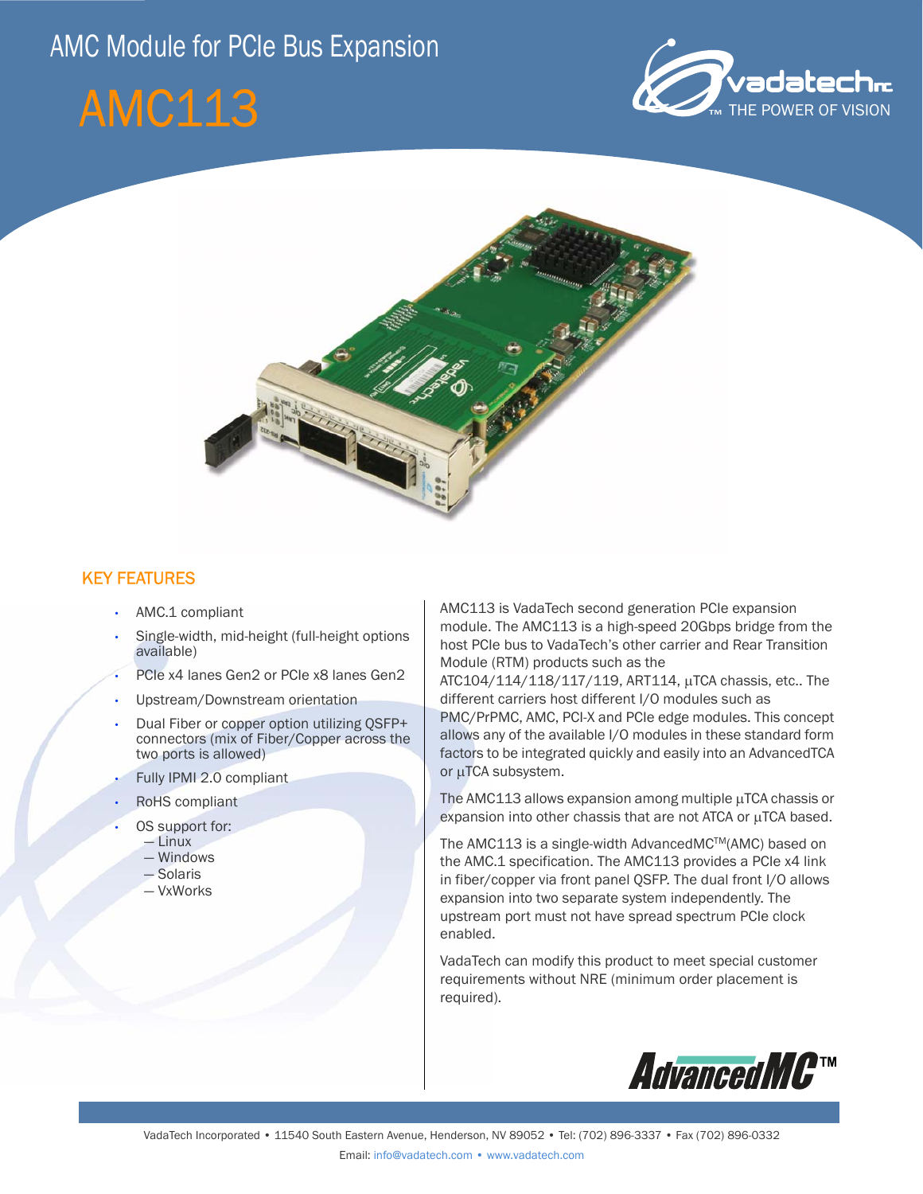# AMC Module for PCIe Bus Expansion

# AMC113

## KEY FEATURES

- AMC.1 compliant
- Single-width, mid-height (full-height options available)
- PCIe x4 lanes Gen2 or PCIe x8 lanes Gen2
- Upstream/Downstream orientation
- Dual Fiber or copper option utilizing QSFP+ connectors (mix of Fiber/Copper across the two ports is allowed)
- Fully IPMI 2.0 compliant
- RoHS compliant
- OS support for:
  - — Linux
  - — Windows
  - — Solaris
  - — VxWorks

AMC113 is VadaTech second generation PCIe expansion module. The AMC113 is a high-speed 20Gbps bridge from the host PCIe bus to VadaTech's other carrier and Rear Transition Module (RTM) products such as the ATC104/114/118/117/119, ART114, µTCA chassis, etc.. The different carriers host different I/O modules such as PMC/PrPMC, AMC, PCI-X and PCIe edge modules. This concept allows any of the available I/O modules in these standard form factors to be integrated quickly and easily into an AdvancedTCA or µTCA subsystem.

The AMC113 allows expansion among multiple µTCA chassis or expansion into other chassis that are not ATCA or µTCA based.

The AMC113 is a single-width AdvancedMC™(AMC) based on the AMC.1 specification. The AMC113 provides a PCIe x4 link in fiber/copper via front panel QSFP. The dual front I/O allows expansion into two separate system independently. The upstream port must not have spread spectrum PCIe clock enabled.

VadaTech can modify this product to meet special customer requirements without NRE (minimum order placement is required).

VadaTech Incorporated • 11540 South Eastern Avenue, Henderson, NV 89052 • Tel: (702) 896-3337 • Fax (702) 896-0332

Email: info@vadatech.com • www.vadatech.com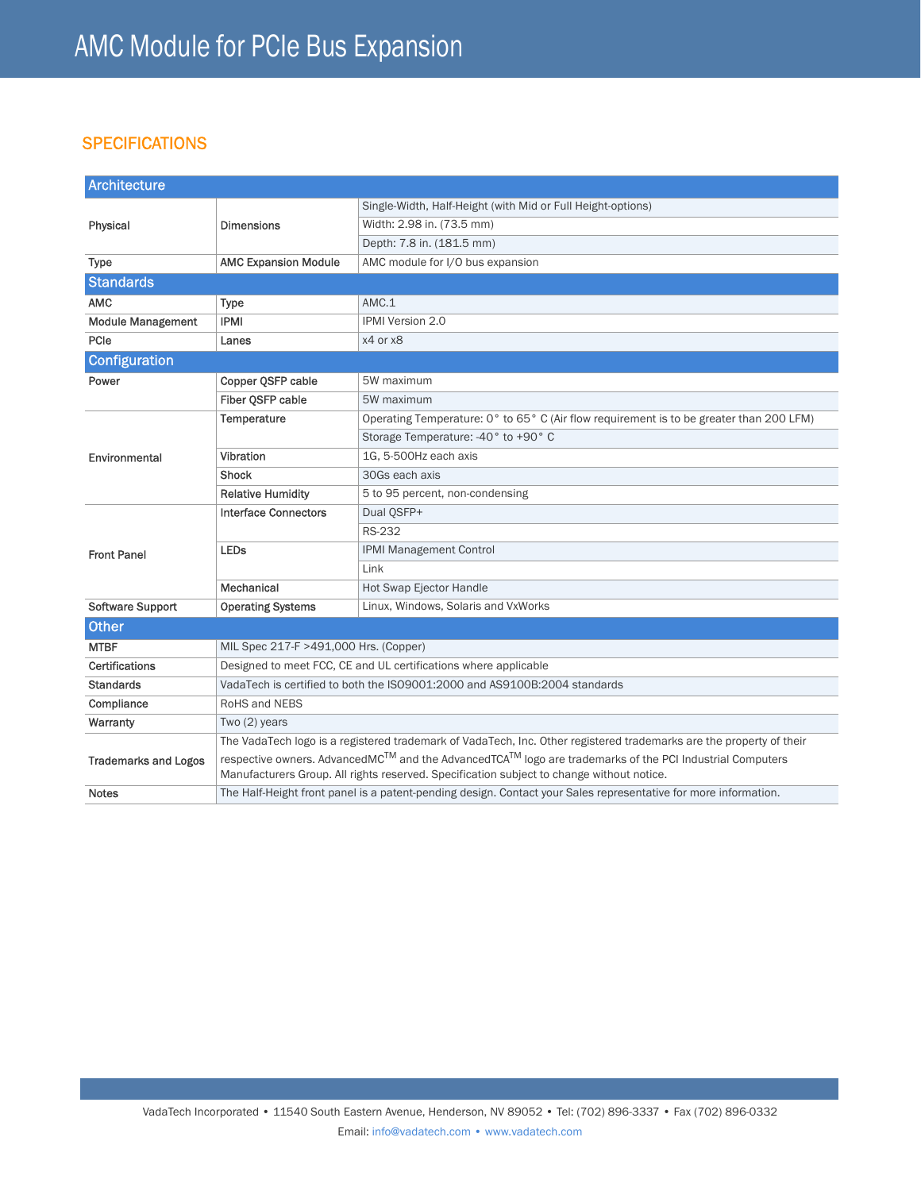# AMC Module for PCIe Bus Expansion

## SPECIFICATIONS

| Architecture | | |
|---|---|---|
| Physical | Dimensions | Single-Width, Half-Height (with Mid or Full Height-options) |
| | | Width: 2.98 in. (73.5 mm) |
| | | Depth: 7.8 in. (181.5 mm) |
| Type | AMC Expansion Module | AMC module for I/O bus expansion |
| **Standards** | | |
| AMC | Type | AMC.1 |
| Module Management | IPMI | IPMI Version 2.0 |
| PCIe | Lanes | x4 or x8 |
| **Configuration** | | |
| Power | Copper QSFP cable | 5W maximum |
| | Fiber QSFP cable | 5W maximum |
| Environmental | Temperature | Operating Temperature: 0° to 65° C (Air flow requirement is to be greater than 200 LFM) |
| | | Storage Temperature: -40° to +90° C |
| | Vibration | 1G, 5-500Hz each axis |
| | Shock | 30Gs each axis |
| | Relative Humidity | 5 to 95 percent, non-condensing |
| Front Panel | Interface Connectors | Dual QSFP+ |
| | | RS-232 |
| | LEDs | IPMI Management Control |
| | | Link |
| | Mechanical | Hot Swap Ejector Handle |
| Software Support | Operating Systems | Linux, Windows, Solaris and VxWorks |

| Other | |
|---|---|
| MTBF | MIL Spec 217-F >491,000 Hrs. (Copper) |
| Certifications | Designed to meet FCC, CE and UL certifications where applicable |
| Standards | VadaTech is certified to both the ISO9001:2000 and AS9100B:2004 standards |
| Compliance | RoHS and NEBS |
| Warranty | Two (2) years |
| Trademarks and Logos | The VadaTech logo is a registered trademark of VadaTech, Inc. Other registered trademarks are the property of their respective owners. AdvancedMC™ and the AdvancedTCA™ logo are trademarks of the PCI Industrial Computers Manufacturers Group. All rights reserved. Specification subject to change without notice. |
| Notes | The Half-Height front panel is a patent-pending design. Contact your Sales representative for more information. |

VadaTech Incorporated • 11540 South Eastern Avenue, Henderson, NV 89052 • Tel: (702) 896-3337 • Fax (702) 896-0332
Email: info@vadatech.com • www.vadatech.com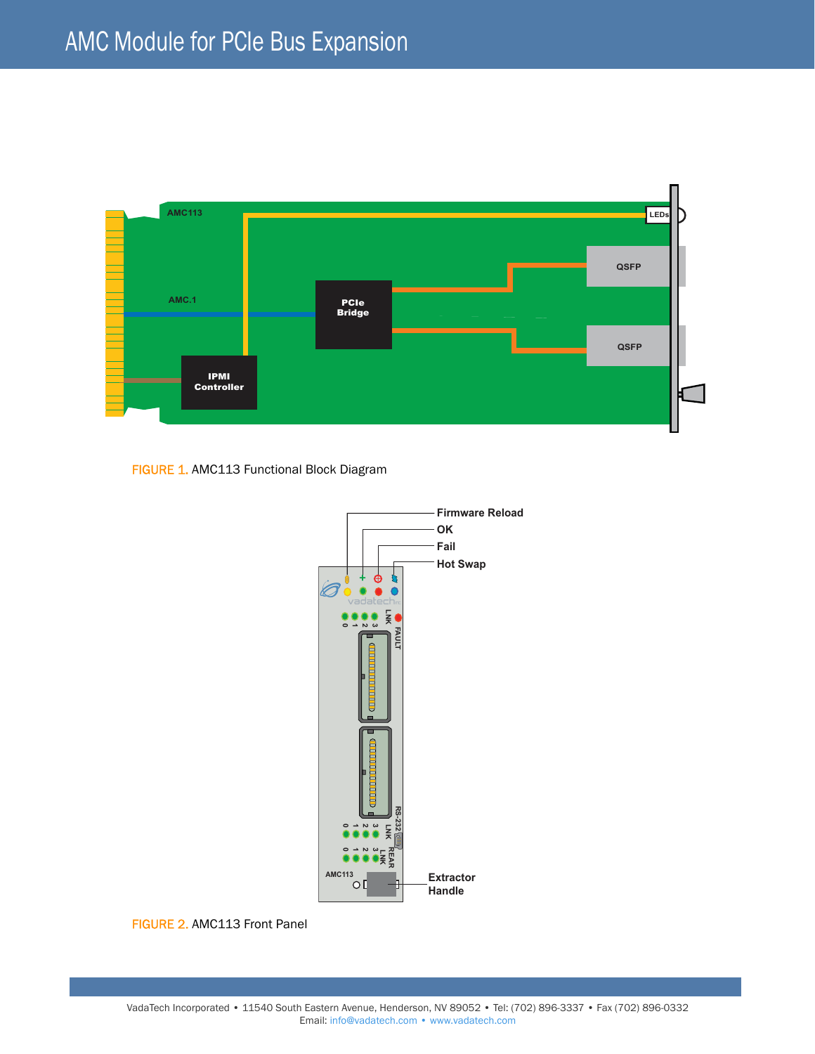# AMC Module for PCIe Bus Expansion

FIGURE 1. AMC113 Functional Block Diagram

FIGURE 2. AMC113 Front Panel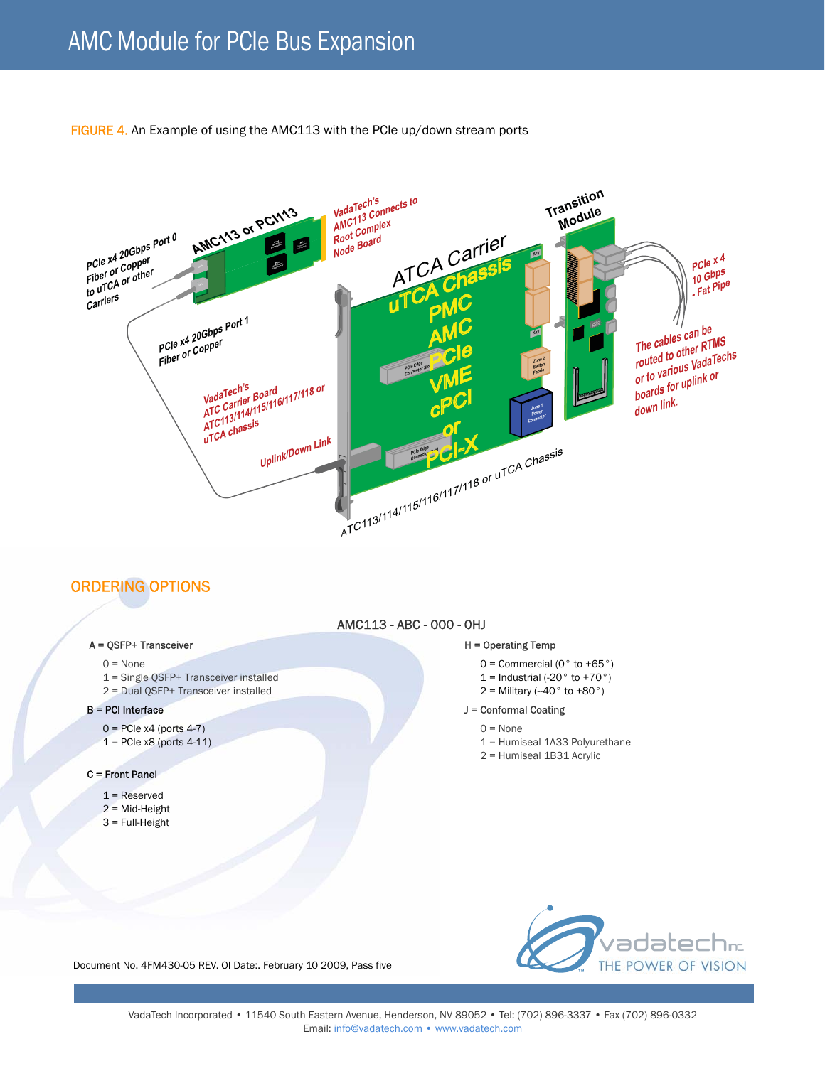FIGURE 4. An Example of using the AMC113 with the PCIe up/down stream ports

## ORDERING OPTIONS

AMC113 - ABC - 000 - 0HJ

A = QSFP+ Transceiver

- 0 = None
- 1 = Single QSFP+ Transceiver installed
- 2 = Dual QSFP+ Transceiver installed

B = PCI Interface

- 0 = PCIe x4 (ports 4-7)
- 1 = PCIe x8 (ports 4-11)

C = Front Panel

- 1 = Reserved
- 2 = Mid-Height
- 3 = Full-Height

H = Operating Temp

- 0 = Commercial (0° to +65°)
- 1 = Industrial (-20° to +70°)
- 2 = Military (–40° to +80°)

J = Conformal Coating

- 0 = None
- 1 = Humiseal 1A33 Polyurethane
- 2 = Humiseal 1B31 Acrylic

Document No. 4FM430-05 REV. OI Date:. February 10 2009, Pass five

VadaTech Incorporated • 11540 South Eastern Avenue, Henderson, NV 89052 • Tel: (702) 896-3337 • Fax (702) 896-0332
Email: info@vadatech.com • www.vadatech.com